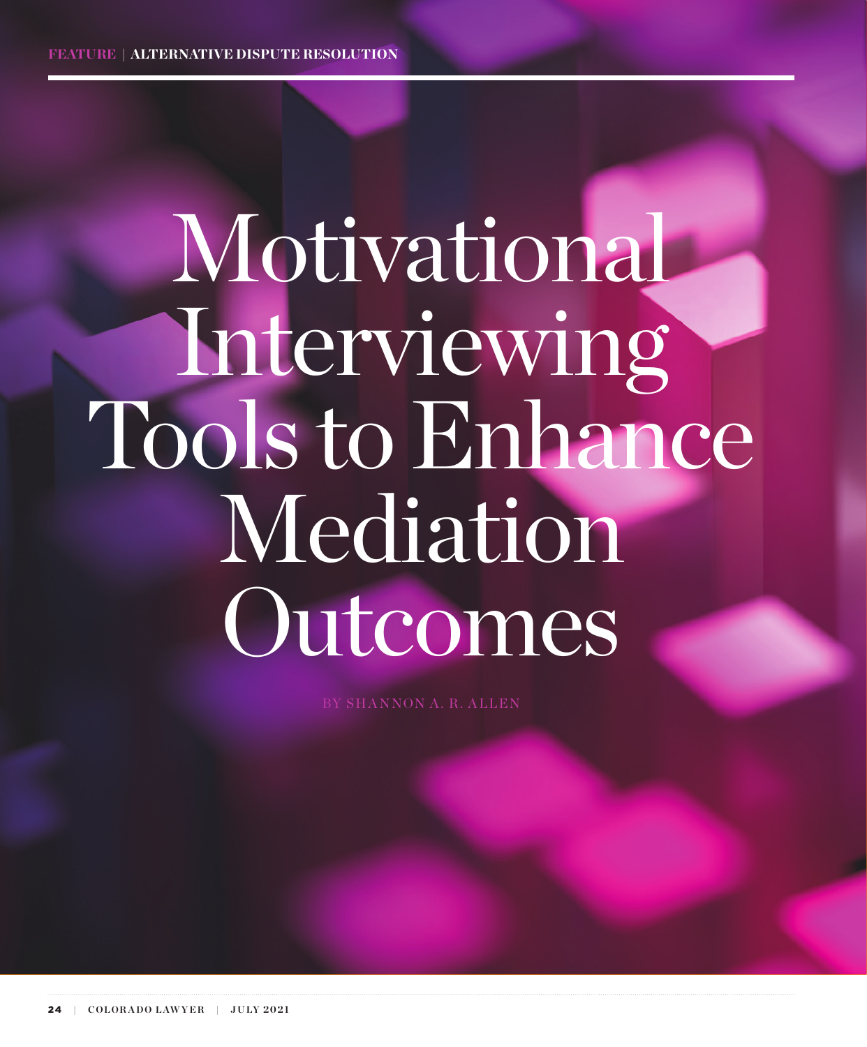FEATURE | ALTERNATIVE DISPUTE RESOLUTION

# Motivational Interviewing Tools to Enhance Mediation Outcomes

BY SHANNON A. R. ALLEN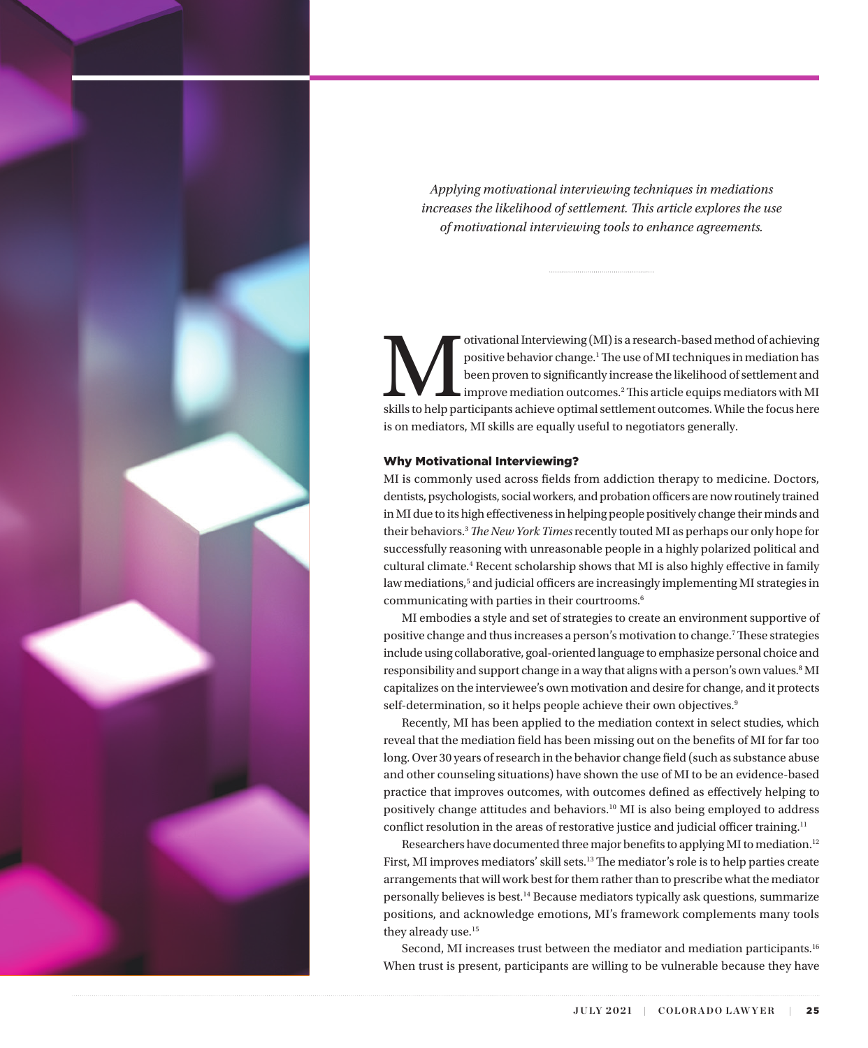*Applying motivational interviewing techniques in mediations increases the likelihood of settlement. This article explores the use of motivational interviewing tools to enhance agreements.*

Motivational Interviewing (MI) is a research-based method of achieving positive behavior change.[1] The use of MI techniques in mediation has been proven to significantly increase the likelihood of settlement and improve mediation outcomes.[2] This article equips mediators with MI skills to help participants achieve optimal settlement outcomes. While the focus here is on mediators, MI skills are equally useful to negotiators generally.

### Why Motivational Interviewing?

MI is commonly used across fields from addiction therapy to medicine. Doctors, dentists, psychologists, social workers, and probation officers are now routinely trained in MI due to its high effectiveness in helping people positively change their minds and their behaviors.[3] *The New York Times* recently touted MI as perhaps our only hope for successfully reasoning with unreasonable people in a highly polarized political and cultural climate.[4] Recent scholarship shows that MI is also highly effective in family law mediations,[5] and judicial officers are increasingly implementing MI strategies in communicating with parties in their courtrooms.[6]

MI embodies a style and set of strategies to create an environment supportive of positive change and thus increases a person's motivation to change.[7] These strategies include using collaborative, goal-oriented language to emphasize personal choice and responsibility and support change in a way that aligns with a person's own values.[8] MI capitalizes on the interviewee's own motivation and desire for change, and it protects self-determination, so it helps people achieve their own objectives.[9]

Recently, MI has been applied to the mediation context in select studies, which reveal that the mediation field has been missing out on the benefits of MI for far too long. Over 30 years of research in the behavior change field (such as substance abuse and other counseling situations) have shown the use of MI to be an evidence-based practice that improves outcomes, with outcomes defined as effectively helping to positively change attitudes and behaviors.[10] MI is also being employed to address conflict resolution in the areas of restorative justice and judicial officer training.[11]

Researchers have documented three major benefits to applying MI to mediation.[12] First, MI improves mediators' skill sets.[13] The mediator's role is to help parties create arrangements that will work best for them rather than to prescribe what the mediator personally believes is best.[14] Because mediators typically ask questions, summarize positions, and acknowledge emotions, MI's framework complements many tools they already use.[15]

Second, MI increases trust between the mediator and mediation participants.[16] When trust is present, participants are willing to be vulnerable because they have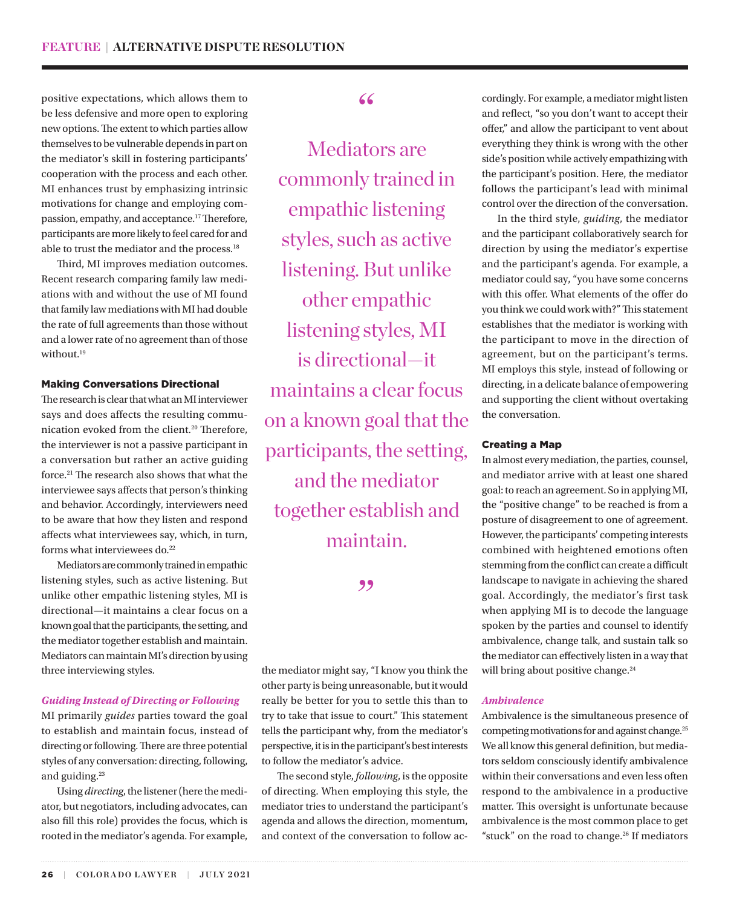positive expectations, which allows them to be less defensive and more open to exploring new options. The extent to which parties allow themselves to be vulnerable depends in part on the mediator's skill in fostering participants' cooperation with the process and each other. MI enhances trust by emphasizing intrinsic motivations for change and employing compassion, empathy, and acceptance.[17] Therefore, participants are more likely to feel cared for and able to trust the mediator and the process.[18]

Third, MI improves mediation outcomes. Recent research comparing family law mediations with and without the use of MI found that family law mediations with MI had double the rate of full agreements than those without and a lower rate of no agreement than of those without.[19]

### Making Conversations Directional

The research is clear that what an MI interviewer says and does affects the resulting communication evoked from the client.[20] Therefore, the interviewer is not a passive participant in a conversation but rather an active guiding force.[21] The research also shows that what the interviewee says affects that person's thinking and behavior. Accordingly, interviewers need to be aware that how they listen and respond affects what interviewees say, which, in turn, forms what interviewees do.[22]

Mediators are commonly trained in empathic listening styles, such as active listening. But unlike other empathic listening styles, MI is directional—it maintains a clear focus on a known goal that the participants, the setting, and the mediator together establish and maintain. Mediators can maintain MI's direction by using three interviewing styles.

> "Mediators are commonly trained in empathic listening styles, such as active listening. But unlike other empathic listening styles, MI is directional—it maintains a clear focus on a known goal that the participants, the setting, and the mediator together establish and maintain."

#### *Guiding Instead of Directing or Following*

MI primarily *guides* parties toward the goal to establish and maintain focus, instead of directing or following. There are three potential styles of any conversation: directing, following, and guiding.[23]

Using *directing*, the listener (here the mediator, but negotiators, including advocates, can also fill this role) provides the focus, which is rooted in the mediator's agenda. For example, the mediator might say, "I know you think the other party is being unreasonable, but it would really be better for you to settle this than to try to take that issue to court." This statement tells the participant why, from the mediator's perspective, it is in the participant's best interests to follow the mediator's advice.

The second style, *following*, is the opposite of directing. When employing this style, the mediator tries to understand the participant's agenda and allows the direction, momentum, and context of the conversation to follow accordingly. For example, a mediator might listen and reflect, "so you don't want to accept their offer," and allow the participant to vent about everything they think is wrong with the other side's position while actively empathizing with the participant's position. Here, the mediator follows the participant's lead with minimal control over the direction of the conversation.

In the third style, *guiding*, the mediator and the participant collaboratively search for direction by using the mediator's expertise and the participant's agenda. For example, a mediator could say, "you have some concerns with this offer. What elements of the offer do you think we could work with?" This statement establishes that the mediator is working with the participant to move in the direction of agreement, but on the participant's terms. MI employs this style, instead of following or directing, in a delicate balance of empowering and supporting the client without overtaking the conversation.

### Creating a Map

In almost every mediation, the parties, counsel, and mediator arrive with at least one shared goal: to reach an agreement. So in applying MI, the "positive change" to be reached is from a posture of disagreement to one of agreement. However, the participants' competing interests combined with heightened emotions often stemming from the conflict can create a difficult landscape to navigate in achieving the shared goal. Accordingly, the mediator's first task when applying MI is to decode the language spoken by the parties and counsel to identify ambivalence, change talk, and sustain talk so the mediator can effectively listen in a way that will bring about positive change.[24]

#### *Ambivalence*

Ambivalence is the simultaneous presence of competing motivations for and against change.[25] We all know this general definition, but mediators seldom consciously identify ambivalence within their conversations and even less often respond to the ambivalence in a productive matter. This oversight is unfortunate because ambivalence is the most common place to get "stuck" on the road to change.[26] If mediators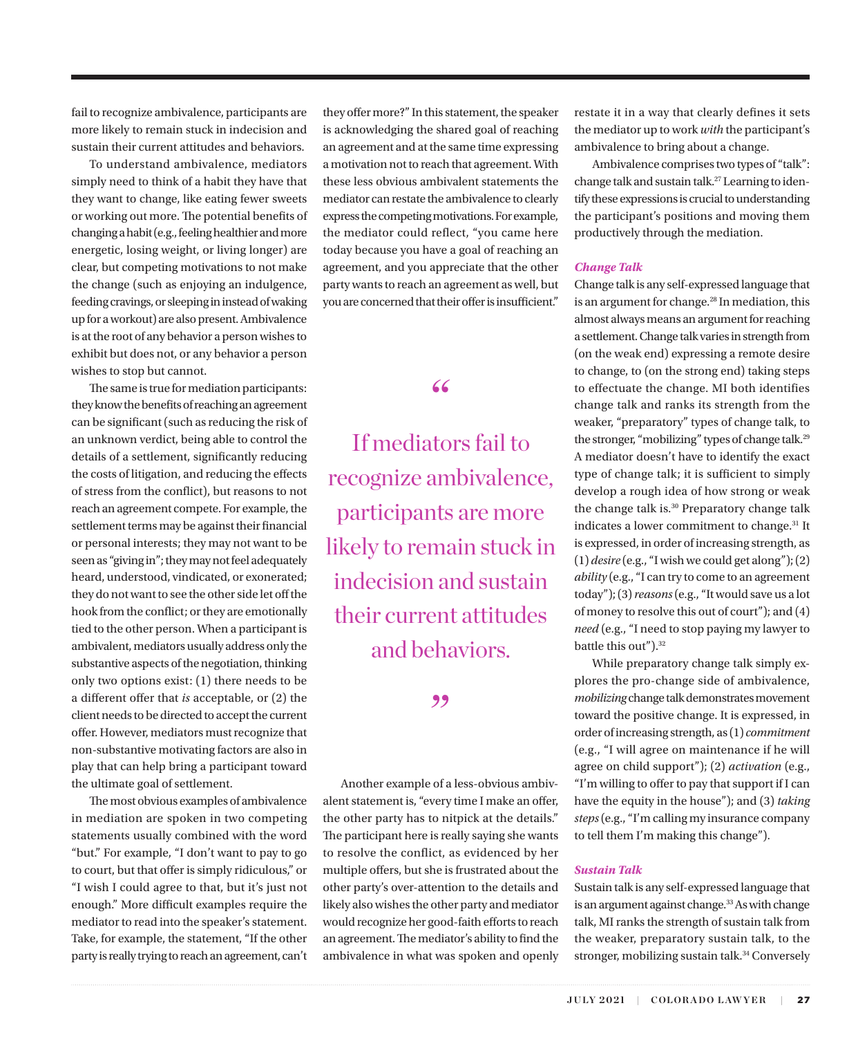fail to recognize ambivalence, participants are more likely to remain stuck in indecision and sustain their current attitudes and behaviors.

To understand ambivalence, mediators simply need to think of a habit they have that they want to change, like eating fewer sweets or working out more. The potential benefits of changing a habit (e.g., feeling healthier and more energetic, losing weight, or living longer) are clear, but competing motivations to not make the change (such as enjoying an indulgence, feeding cravings, or sleeping in instead of waking up for a workout) are also present. Ambivalence is at the root of any behavior a person wishes to exhibit but does not, or any behavior a person wishes to stop but cannot.

The same is true for mediation participants: they know the benefits of reaching an agreement can be significant (such as reducing the risk of an unknown verdict, being able to control the details of a settlement, significantly reducing the costs of litigation, and reducing the effects of stress from the conflict), but reasons to not reach an agreement compete. For example, the settlement terms may be against their financial or personal interests; they may not want to be seen as "giving in"; they may not feel adequately heard, understood, vindicated, or exonerated; they do not want to see the other side let off the hook from the conflict; or they are emotionally tied to the other person. When a participant is ambivalent, mediators usually address only the substantive aspects of the negotiation, thinking only two options exist: (1) there needs to be a different offer that *is* acceptable, or (2) the client needs to be directed to accept the current offer. However, mediators must recognize that non-substantive motivating factors are also in play that can help bring a participant toward the ultimate goal of settlement.

The most obvious examples of ambivalence in mediation are spoken in two competing statements usually combined with the word "but." For example, "I don't want to pay to go to court, but that offer is simply ridiculous," or "I wish I could agree to that, but it's just not enough." More difficult examples require the mediator to read into the speaker's statement. Take, for example, the statement, "If the other party is really trying to reach an agreement, can't they offer more?" In this statement, the speaker is acknowledging the shared goal of reaching an agreement and at the same time expressing a motivation not to reach that agreement. With these less obvious ambivalent statements the mediator can restate the ambivalence to clearly express the competing motivations. For example, the mediator could reflect, "you came here today because you have a goal of reaching an agreement, and you appreciate that the other party wants to reach an agreement as well, but you are concerned that their offer is insufficient."

> "If mediators fail to recognize ambivalence, participants are more likely to remain stuck in indecision and sustain their current attitudes and behaviors."

Another example of a less-obvious ambivalent statement is, "every time I make an offer, the other party has to nitpick at the details." The participant here is really saying she wants to resolve the conflict, as evidenced by her multiple offers, but she is frustrated about the other party's over-attention to the details and likely also wishes the other party and mediator would recognize her good-faith efforts to reach an agreement. The mediator's ability to find the ambivalence in what was spoken and openly restate it in a way that clearly defines it sets the mediator up to work *with* the participant's ambivalence to bring about a change.

Ambivalence comprises two types of "talk": change talk and sustain talk.[27] Learning to identify these expressions is crucial to understanding the participant's positions and moving them productively through the mediation.

### *Change Talk*

Change talk is any self-expressed language that is an argument for change.[28] In mediation, this almost always means an argument for reaching a settlement. Change talk varies in strength from (on the weak end) expressing a remote desire to change, to (on the strong end) taking steps to effectuate the change. MI both identifies change talk and ranks its strength from the weaker, "preparatory" types of change talk, to the stronger, "mobilizing" types of change talk.[29] A mediator doesn't have to identify the exact type of change talk; it is sufficient to simply develop a rough idea of how strong or weak the change talk is.[30] Preparatory change talk indicates a lower commitment to change.[31] It is expressed, in order of increasing strength, as (1) *desire* (e.g., "I wish we could get along"); (2) *ability* (e.g., "I can try to come to an agreement today"); (3) *reasons* (e.g., "It would save us a lot of money to resolve this out of court"); and (4) *need* (e.g., "I need to stop paying my lawyer to battle this out").[32]

While preparatory change talk simply explores the pro-change side of ambivalence, *mobilizing* change talk demonstrates movement toward the positive change. It is expressed, in order of increasing strength, as (1) *commitment* (e.g., "I will agree on maintenance if he will agree on child support"); (2) *activation* (e.g., "I'm willing to offer to pay that support if I can have the equity in the house"); and (3) *taking steps* (e.g., "I'm calling my insurance company to tell them I'm making this change").

### *Sustain Talk*

Sustain talk is any self-expressed language that is an argument against change.[33] As with change talk, MI ranks the strength of sustain talk from the weaker, preparatory sustain talk, to the stronger, mobilizing sustain talk.[34] Conversely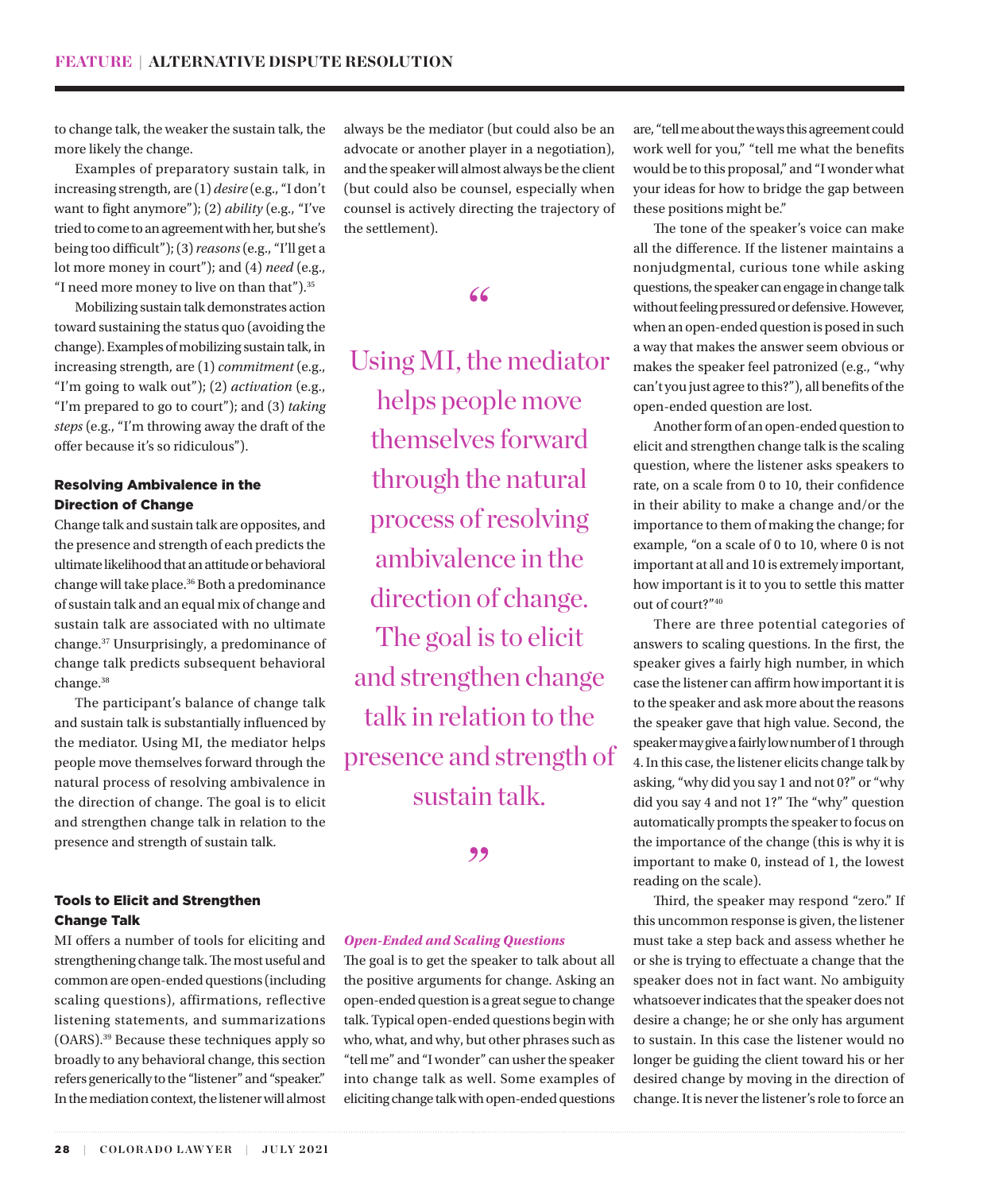to change talk, the weaker the sustain talk, the more likely the change.

Examples of preparatory sustain talk, in increasing strength, are (1) *desire* (e.g., "I don't want to fight anymore"); (2) *ability* (e.g., "I've tried to come to an agreement with her, but she's being too difficult"); (3) *reasons* (e.g., "I'll get a lot more money in court"); and (4) *need* (e.g., "I need more money to live on than that").[35]

Mobilizing sustain talk demonstrates action toward sustaining the status quo (avoiding the change). Examples of mobilizing sustain talk, in increasing strength, are (1) *commitment* (e.g., "I'm going to walk out"); (2) *activation* (e.g., "I'm prepared to go to court"); and (3) *taking steps* (e.g., "I'm throwing away the draft of the offer because it's so ridiculous").

### Resolving Ambivalence in the Direction of Change

Change talk and sustain talk are opposites, and the presence and strength of each predicts the ultimate likelihood that an attitude or behavioral change will take place.[36] Both a predominance of sustain talk and an equal mix of change and sustain talk are associated with no ultimate change.[37] Unsurprisingly, a predominance of change talk predicts subsequent behavioral change.[38]

The participant's balance of change talk and sustain talk is substantially influenced by the mediator. Using MI, the mediator helps people move themselves forward through the natural process of resolving ambivalence in the direction of change. The goal is to elicit and strengthen change talk in relation to the presence and strength of sustain talk.

### Tools to Elicit and Strengthen Change Talk

MI offers a number of tools for eliciting and strengthening change talk. The most useful and common are open-ended questions (including scaling questions), affirmations, reflective listening statements, and summarizations (OARS).[39] Because these techniques apply so broadly to any behavioral change, this section refers generically to the "listener" and "speaker." In the mediation context, the listener will almost always be the mediator (but could also be an advocate or another player in a negotiation), and the speaker will almost always be the client (but could also be counsel, especially when counsel is actively directing the trajectory of the settlement).

> "Using MI, the mediator helps people move themselves forward through the natural process of resolving ambivalence in the direction of change. The goal is to elicit and strengthen change talk in relation to the presence and strength of sustain talk."

#### *Open-Ended and Scaling Questions*

The goal is to get the speaker to talk about all the positive arguments for change. Asking an open-ended question is a great segue to change talk. Typical open-ended questions begin with who, what, and why, but other phrases such as "tell me" and "I wonder" can usher the speaker into change talk as well. Some examples of eliciting change talk with open-ended questions are, "tell me about the ways this agreement could work well for you," "tell me what the benefits would be to this proposal," and "I wonder what your ideas for how to bridge the gap between these positions might be."

The tone of the speaker's voice can make all the difference. If the listener maintains a nonjudgmental, curious tone while asking questions, the speaker can engage in change talk without feeling pressured or defensive. However, when an open-ended question is posed in such a way that makes the answer seem obvious or makes the speaker feel patronized (e.g., "why can't you just agree to this?"), all benefits of the open-ended question are lost.

Another form of an open-ended question to elicit and strengthen change talk is the scaling question, where the listener asks speakers to rate, on a scale from 0 to 10, their confidence in their ability to make a change and/or the importance to them of making the change; for example, "on a scale of 0 to 10, where 0 is not important at all and 10 is extremely important, how important is it to you to settle this matter out of court?"[40]

There are three potential categories of answers to scaling questions. In the first, the speaker gives a fairly high number, in which case the listener can affirm how important it is to the speaker and ask more about the reasons the speaker gave that high value. Second, the speaker may give a fairly low number of 1 through 4. In this case, the listener elicits change talk by asking, "why did you say 1 and not 0?" or "why did you say 4 and not 1?" The "why" question automatically prompts the speaker to focus on the importance of the change (this is why it is important to make 0, instead of 1, the lowest reading on the scale).

Third, the speaker may respond "zero." If this uncommon response is given, the listener must take a step back and assess whether he or she is trying to effectuate a change that the speaker does not in fact want. No ambiguity whatsoever indicates that the speaker does not desire a change; he or she only has argument to sustain. In this case the listener would no longer be guiding the client toward his or her desired change by moving in the direction of change. It is never the listener's role to force an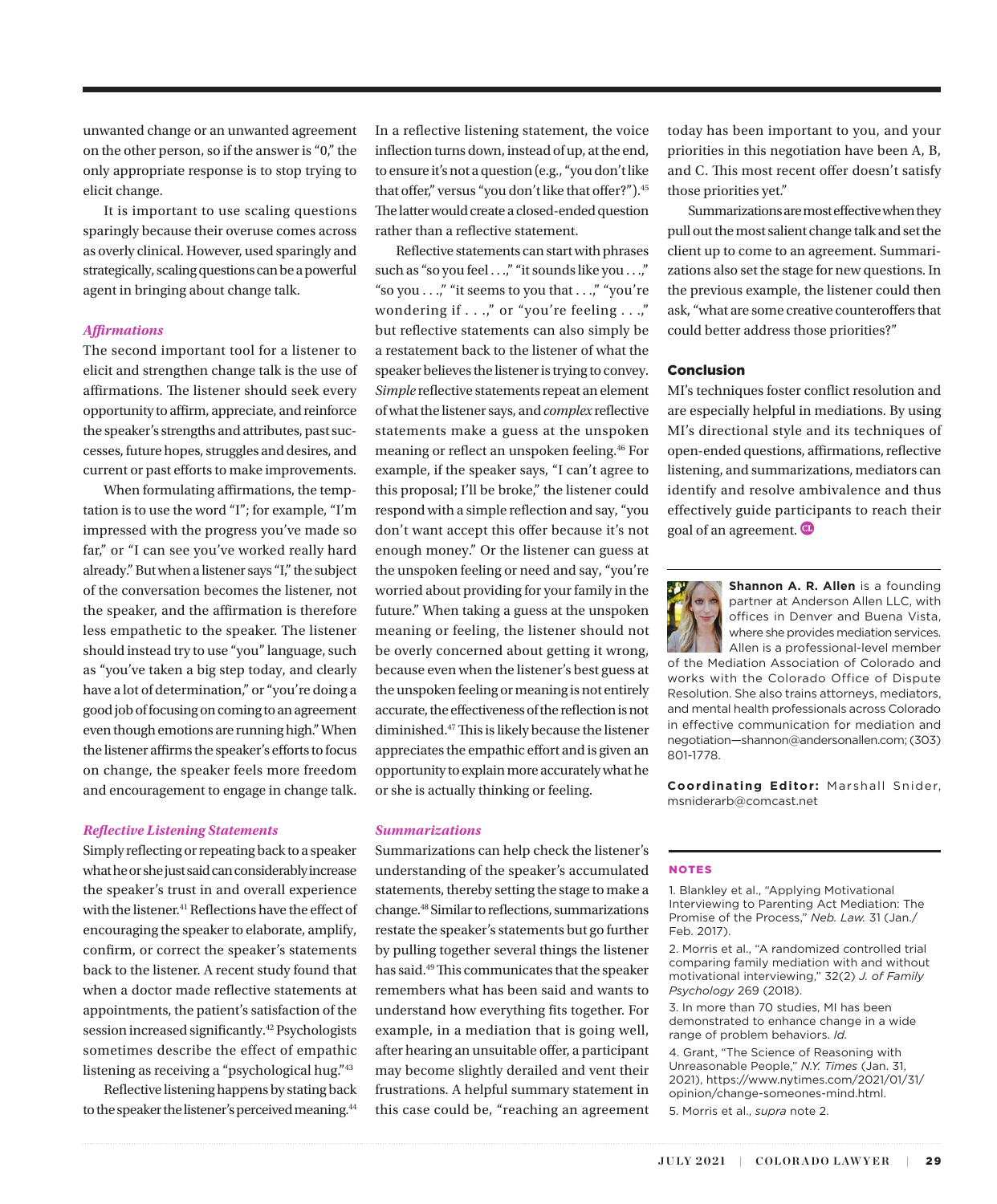unwanted change or an unwanted agreement on the other person, so if the answer is "0," the only appropriate response is to stop trying to elicit change.

It is important to use scaling questions sparingly because their overuse comes across as overly clinical. However, used sparingly and strategically, scaling questions can be a powerful agent in bringing about change talk.

### *Affirmations*

The second important tool for a listener to elicit and strengthen change talk is the use of affirmations. The listener should seek every opportunity to affirm, appreciate, and reinforce the speaker's strengths and attributes, past successes, future hopes, struggles and desires, and current or past efforts to make improvements.

When formulating affirmations, the temptation is to use the word "I"; for example, "I'm impressed with the progress you've made so far," or "I can see you've worked really hard already." But when a listener says "I," the subject of the conversation becomes the listener, not the speaker, and the affirmation is therefore less empathetic to the speaker. The listener should instead try to use "you" language, such as "you've taken a big step today, and clearly have a lot of determination," or "you're doing a good job of focusing on coming to an agreement even though emotions are running high." When the listener affirms the speaker's efforts to focus on change, the speaker feels more freedom and encouragement to engage in change talk.

### *Reflective Listening Statements*

Simply reflecting or repeating back to a speaker what he or she just said can considerably increase the speaker's trust in and overall experience with the listener.[41] Reflections have the effect of encouraging the speaker to elaborate, amplify, confirm, or correct the speaker's statements back to the listener. A recent study found that when a doctor made reflective statements at appointments, the patient's satisfaction of the session increased significantly.[42] Psychologists sometimes describe the effect of empathic listening as receiving a "psychological hug."[43]

Reflective listening happens by stating back to the speaker the listener's perceived meaning.[44] In a reflective listening statement, the voice inflection turns down, instead of up, at the end, to ensure it's not a question (e.g., "you don't like that offer," versus "you don't like that offer?").[45] The latter would create a closed-ended question rather than a reflective statement.

Reflective statements can start with phrases such as "so you feel . . .," "it sounds like you . . .," "so you . . .," "it seems to you that . . .," "you're wondering if . . .," or "you're feeling . . .," but reflective statements can also simply be a restatement back to the listener of what the speaker believes the listener is trying to convey. *Simple* reflective statements repeat an element of what the listener says, and *complex* reflective statements make a guess at the unspoken meaning or reflect an unspoken feeling.[46] For example, if the speaker says, "I can't agree to this proposal; I'll be broke," the listener could respond with a simple reflection and say, "you don't want accept this offer because it's not enough money." Or the listener can guess at the unspoken feeling or need and say, "you're worried about providing for your family in the future." When taking a guess at the unspoken meaning or feeling, the listener should not be overly concerned about getting it wrong, because even when the listener's best guess at the unspoken feeling or meaning is not entirely accurate, the effectiveness of the reflection is not diminished.[47] This is likely because the listener appreciates the empathic effort and is given an opportunity to explain more accurately what he or she is actually thinking or feeling.

### *Summarizations*

Summarizations can help check the listener's understanding of the speaker's accumulated statements, thereby setting the stage to make a change.[48] Similar to reflections, summarizations restate the speaker's statements but go further by pulling together several things the listener has said.[49] This communicates that the speaker remembers what has been said and wants to understand how everything fits together. For example, in a mediation that is going well, after hearing an unsuitable offer, a participant may become slightly derailed and vent their frustrations. A helpful summary statement in this case could be, "reaching an agreement today has been important to you, and your priorities in this negotiation have been A, B, and C. This most recent offer doesn't satisfy those priorities yet."

Summarizations are most effective when they pull out the most salient change talk and set the client up to come to an agreement. Summarizations also set the stage for new questions. In the previous example, the listener could then ask, "what are some creative counteroffers that could better address those priorities?"

## Conclusion

MI's techniques foster conflict resolution and are especially helpful in mediations. By using MI's directional style and its techniques of open-ended questions, affirmations, reflective listening, and summarizations, mediators can identify and resolve ambivalence and thus effectively guide participants to reach their goal of an agreement.

**Shannon A. R. Allen** is a founding partner at Anderson Allen LLC, with offices in Denver and Buena Vista, where she provides mediation services. Allen is a professional-level member of the Mediation Association of Colorado and works with the Colorado Office of Dispute Resolution. She also trains attorneys, mediators, and mental health professionals across Colorado in effective communication for mediation and negotiation—shannon@andersonallen.com; (303) 801-1778.

**Coordinating Editor:** Marshall Snider, msniderarb@comcast.net

### NOTES

1. Blankley et al., "Applying Motivational Interviewing to Parenting Act Mediation: The Promise of the Process," *Neb. Law.* 31 (Jan./Feb. 2017).

2. Morris et al., "A randomized controlled trial comparing family mediation with and without motivational interviewing," 32(2) *J. of Family Psychology* 269 (2018).

3. In more than 70 studies, MI has been demonstrated to enhance change in a wide range of problem behaviors. *Id.*

4. Grant, "The Science of Reasoning with Unreasonable People," *N.Y. Times* (Jan. 31, 2021), https://www.nytimes.com/2021/01/31/opinion/change-someones-mind.html.

5. Morris et al., *supra* note 2.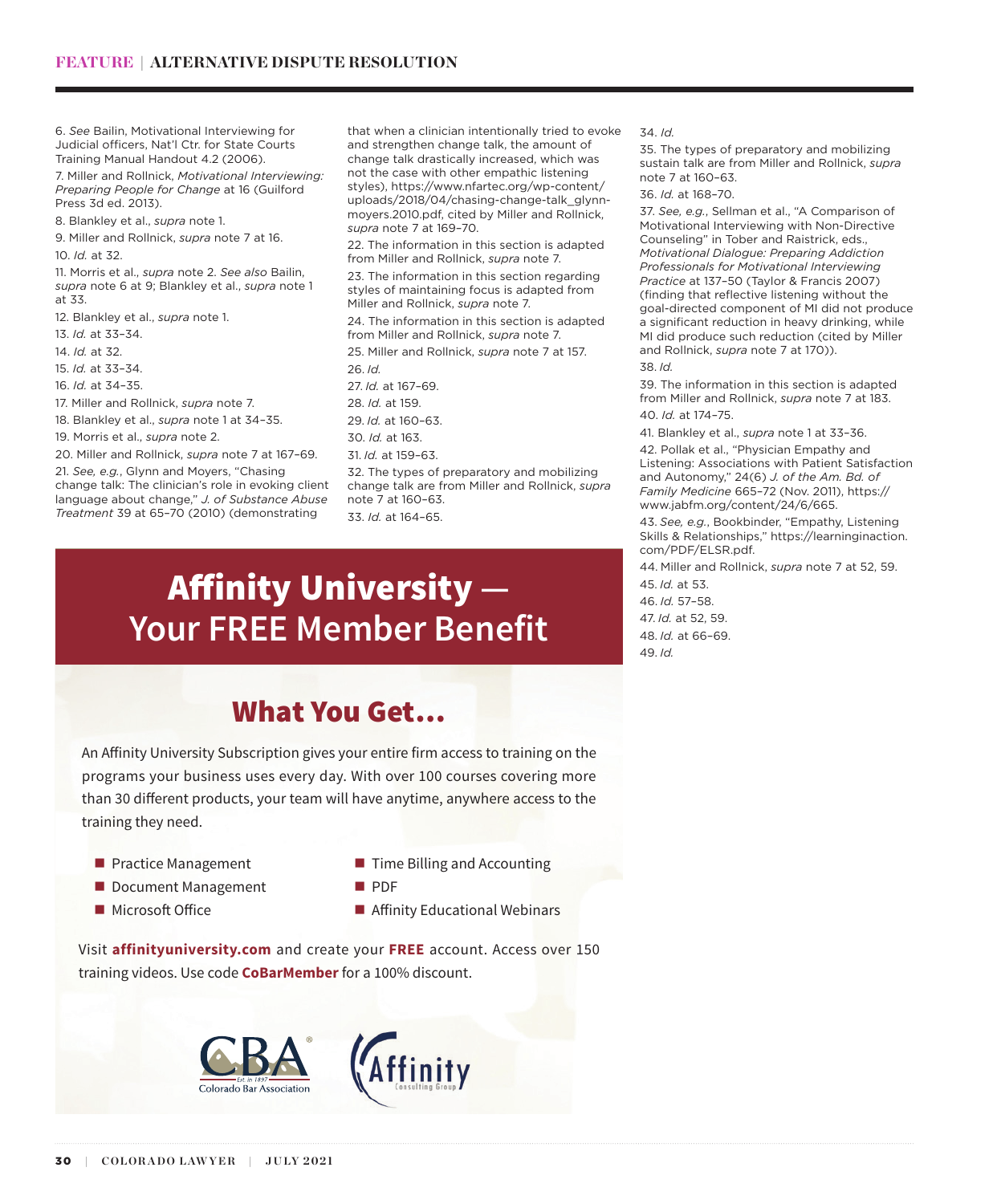6. *See* Bailin, Motivational Interviewing for Judicial officers, Nat'l Ctr. for State Courts Training Manual Handout 4.2 (2006).

7. Miller and Rollnick, *Motivational Interviewing: Preparing People for Change* at 16 (Guilford Press 3d ed. 2013).

8. Blankley et al., *supra* note 1.

9. Miller and Rollnick, *supra* note 7 at 16.

10. *Id.* at 32.

11. Morris et al., *supra* note 2. *See also* Bailin, *supra* note 6 at 9; Blankley et al., *supra* note 1 at 33.

12. Blankley et al., *supra* note 1.

13. *Id.* at 33–34.

14. *Id.* at 32.

15. *Id.* at 33–34.

16. *Id.* at 34–35.

17. Miller and Rollnick, *supra* note 7.

18. Blankley et al., *supra* note 1 at 34–35.

19. Morris et al., *supra* note 2.

20. Miller and Rollnick, *supra* note 7 at 167–69.

21. *See, e.g.*, Glynn and Moyers, "Chasing change talk: The clinician's role in evoking client language about change," *J. of Substance Abuse Treatment* 39 at 65–70 (2010) (demonstrating that when a clinician intentionally tried to evoke and strengthen change talk, the amount of change talk drastically increased, which was not the case with other empathic listening styles), https://www.nfartec.org/wp-content/uploads/2018/04/chasing-change-talk_glynn-moyers.2010.pdf, cited by Miller and Rollnick, *supra* note 7 at 169–70.

22. The information in this section is adapted from Miller and Rollnick, *supra* note 7.

23. The information in this section regarding styles of maintaining focus is adapted from Miller and Rollnick, *supra* note 7.

24. The information in this section is adapted from Miller and Rollnick, *supra* note 7.

25. Miller and Rollnick, *supra* note 7 at 157.

26. *Id.*

27. *Id.* at 167–69.

28. *Id.* at 159.

29. *Id.* at 160–63.

30. *Id.* at 163.

31. *Id.* at 159–63.

32. The types of preparatory and mobilizing change talk are from Miller and Rollnick, *supra* note 7 at 160–63.

33. *Id.* at 164–65.

34. *Id.*

35. The types of preparatory and mobilizing sustain talk are from Miller and Rollnick, *supra* note 7 at 160–63.

36. *Id.* at 168–70.

37. *See, e.g.*, Sellman et al., "A Comparison of Motivational Interviewing with Non-Directive Counseling" in Tober and Raistrick, eds., *Motivational Dialogue: Preparing Addiction Professionals for Motivational Interviewing Practice* at 137–50 (Taylor & Francis 2007) (finding that reflective listening without the goal-directed component of MI did not produce a significant reduction in heavy drinking, while MI did produce such reduction (cited by Miller and Rollnick, *supra* note 7 at 170)).

38. *Id.*

39. The information in this section is adapted from Miller and Rollnick, *supra* note 7 at 183.

40. *Id.* at 174–75.

41. Blankley et al., *supra* note 1 at 33–36.

42. Pollak et al., "Physician Empathy and Listening: Associations with Patient Satisfaction and Autonomy," 24(6) *J. of the Am. Bd. of Family Medicine* 665–72 (Nov. 2011), https://www.jabfm.org/content/24/6/665.

43. *See, e.g.*, Bookbinder, "Empathy, Listening Skills & Relationships," https://learninginaction.com/PDF/ELSR.pdf.

44. Miller and Rollnick, *supra* note 7 at 52, 59.

45. *Id.* at 53.

46. *Id.* 57–58.

47. *Id.* at 52, 59.

48. *Id.* at 66–69.

49. *Id.*

# Affinity University — Your FREE Member Benefit

## What You Get...

An Affinity University Subscription gives your entire firm access to training on the programs your business uses every day. With over 100 courses covering more than 30 different products, your team will have anytime, anywhere access to the training they need.

- Practice Management
- Document Management
- Microsoft Office
- Time Billing and Accounting
- PDF
- Affinity Educational Webinars

Visit **affinityuniversity.com** and create your **FREE** account. Access over 150 training videos. Use code **CoBarMember** for a 100% discount.

CBA Est. in 1897 Colorado Bar Association

Affinity Consulting Group